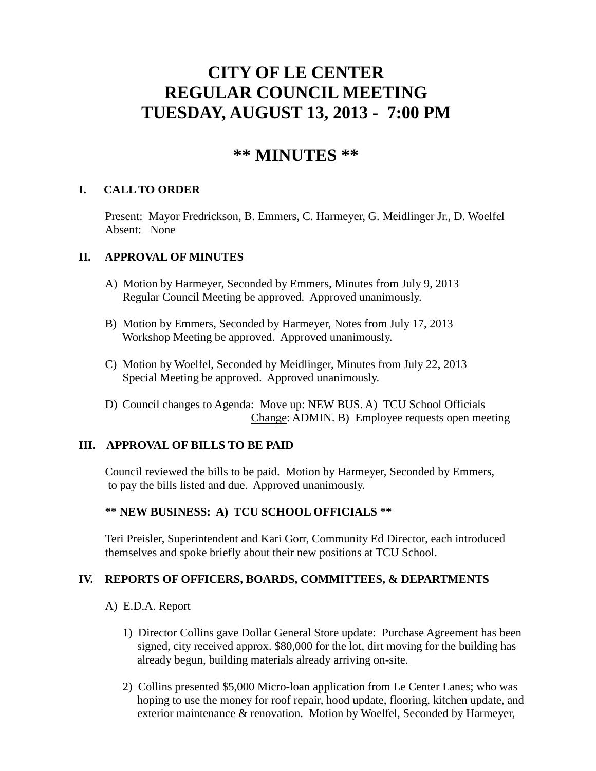# CITY OF LE CENTER
# REGULAR COUNCIL MEETING
# TUESDAY, AUGUST 13, 2013 - 7:00 PM

## ** MINUTES **

### I. CALL TO ORDER

Present: Mayor Fredrickson, B. Emmers, C. Harmeyer, G. Meidlinger Jr., D. Woelfel
Absent: None

### II. APPROVAL OF MINUTES

A) Motion by Harmeyer, Seconded by Emmers, Minutes from July 9, 2013 Regular Council Meeting be approved. Approved unanimously.

B) Motion by Emmers, Seconded by Harmeyer, Notes from July 17, 2013 Workshop Meeting be approved. Approved unanimously.

C) Motion by Woelfel, Seconded by Meidlinger, Minutes from July 22, 2013 Special Meeting be approved. Approved unanimously.

D) Council changes to Agenda: Move up: NEW BUS. A) TCU School Officials
Change: ADMIN. B) Employee requests open meeting

### III. APPROVAL OF BILLS TO BE PAID

Council reviewed the bills to be paid. Motion by Harmeyer, Seconded by Emmers, to pay the bills listed and due. Approved unanimously.

**** NEW BUSINESS: A) TCU SCHOOL OFFICIALS ****

Teri Preisler, Superintendent and Kari Gorr, Community Ed Director, each introduced themselves and spoke briefly about their new positions at TCU School.

### IV. REPORTS OF OFFICERS, BOARDS, COMMITTEES, & DEPARTMENTS

A) E.D.A. Report

1) Director Collins gave Dollar General Store update: Purchase Agreement has been signed, city received approx. $80,000 for the lot, dirt moving for the building has already begun, building materials already arriving on-site.

2) Collins presented $5,000 Micro-loan application from Le Center Lanes; who was hoping to use the money for roof repair, hood update, flooring, kitchen update, and exterior maintenance & renovation. Motion by Woelfel, Seconded by Harmeyer,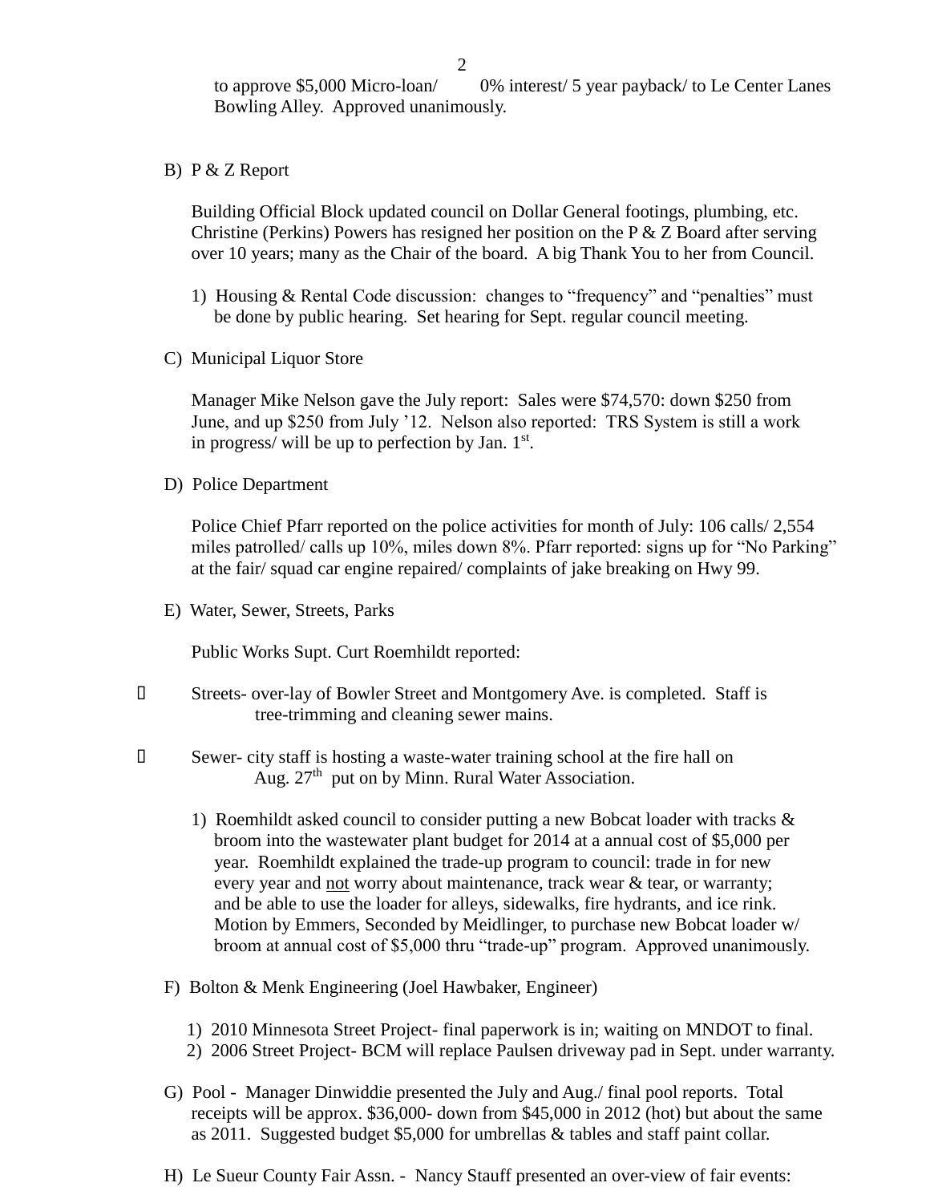to approve $5,000 Micro-loan/ 0% interest/ 5 year payback/ to Le Center Lanes Bowling Alley. Approved unanimously.

B) P & Z Report

Building Official Block updated council on Dollar General footings, plumbing, etc. Christine (Perkins) Powers has resigned her position on the P & Z Board after serving over 10 years; many as the Chair of the board. A big Thank You to her from Council.

1) Housing & Rental Code discussion: changes to "frequency" and "penalties" must be done by public hearing. Set hearing for Sept. regular council meeting.

C) Municipal Liquor Store

Manager Mike Nelson gave the July report: Sales were $74,570: down $250 from June, and up $250 from July '12. Nelson also reported: TRS System is still a work in progress/ will be up to perfection by Jan. 1st.

D) Police Department

Police Chief Pfarr reported on the police activities for month of July: 106 calls/ 2,554 miles patrolled/ calls up 10%, miles down 8%. Pfarr reported: signs up for "No Parking" at the fair/ squad car engine repaired/ complaints of jake breaking on Hwy 99.

E) Water, Sewer, Streets, Parks

Public Works Supt. Curt Roemhildt reported:

- Streets- over-lay of Bowler Street and Montgomery Ave. is completed. Staff is tree-trimming and cleaning sewer mains.
- Sewer- city staff is hosting a waste-water training school at the fire hall on Aug. 27th put on by Minn. Rural Water Association.

1) Roemhildt asked council to consider putting a new Bobcat loader with tracks & broom into the wastewater plant budget for 2014 at a annual cost of $5,000 per year. Roemhildt explained the trade-up program to council: trade in for new every year and not worry about maintenance, track wear & tear, or warranty; and be able to use the loader for alleys, sidewalks, fire hydrants, and ice rink. Motion by Emmers, Seconded by Meidlinger, to purchase new Bobcat loader w/ broom at annual cost of $5,000 thru "trade-up" program. Approved unanimously.

F) Bolton & Menk Engineering (Joel Hawbaker, Engineer)

1) 2010 Minnesota Street Project- final paperwork is in; waiting on MNDOT to final.
2) 2006 Street Project- BCM will replace Paulsen driveway pad in Sept. under warranty.

G) Pool - Manager Dinwiddie presented the July and Aug./ final pool reports. Total receipts will be approx. $36,000- down from $45,000 in 2012 (hot) but about the same as 2011. Suggested budget $5,000 for umbrellas & tables and staff paint collar.

H) Le Sueur County Fair Assn. - Nancy Stauff presented an over-view of fair events: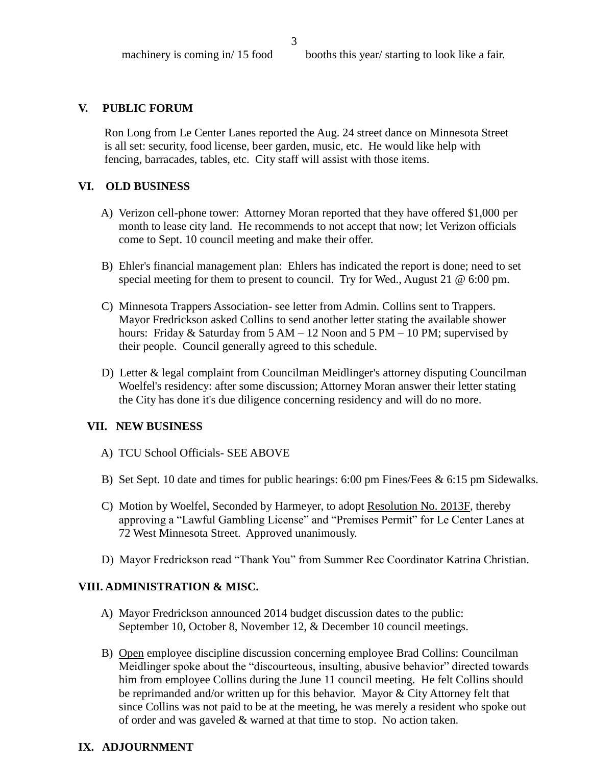machinery is coming in/ 15 food booths this year/ starting to look like a fair.

## V. PUBLIC FORUM

Ron Long from Le Center Lanes reported the Aug. 24 street dance on Minnesota Street is all set: security, food license, beer garden, music, etc. He would like help with fencing, barracades, tables, etc. City staff will assist with those items.

## VI. OLD BUSINESS

A) Verizon cell-phone tower: Attorney Moran reported that they have offered $1,000 per month to lease city land. He recommends to not accept that now; let Verizon officials come to Sept. 10 council meeting and make their offer.

B) Ehler's financial management plan: Ehlers has indicated the report is done; need to set special meeting for them to present to council. Try for Wed., August 21 @ 6:00 pm.

C) Minnesota Trappers Association- see letter from Admin. Collins sent to Trappers. Mayor Fredrickson asked Collins to send another letter stating the available shower hours: Friday & Saturday from 5 AM – 12 Noon and 5 PM – 10 PM; supervised by their people. Council generally agreed to this schedule.

D) Letter & legal complaint from Councilman Meidlinger's attorney disputing Councilman Woelfel's residency: after some discussion; Attorney Moran answer their letter stating the City has done it's due diligence concerning residency and will do no more.

## VII. NEW BUSINESS

A) TCU School Officials- SEE ABOVE

B) Set Sept. 10 date and times for public hearings: 6:00 pm Fines/Fees & 6:15 pm Sidewalks.

C) Motion by Woelfel, Seconded by Harmeyer, to adopt <u>Resolution No. 2013F</u>, thereby approving a "Lawful Gambling License" and "Premises Permit" for Le Center Lanes at 72 West Minnesota Street. Approved unanimously.

D) Mayor Fredrickson read "Thank You" from Summer Rec Coordinator Katrina Christian.

## VIII. ADMINISTRATION & MISC.

A) Mayor Fredrickson announced 2014 budget discussion dates to the public: September 10, October 8, November 12, & December 10 council meetings.

B) <u>Open</u> employee discipline discussion concerning employee Brad Collins: Councilman Meidlinger spoke about the "discourteous, insulting, abusive behavior" directed towards him from employee Collins during the June 11 council meeting. He felt Collins should be reprimanded and/or written up for this behavior. Mayor & City Attorney felt that since Collins was not paid to be at the meeting, he was merely a resident who spoke out of order and was gaveled & warned at that time to stop. No action taken.

## IX. ADJOURNMENT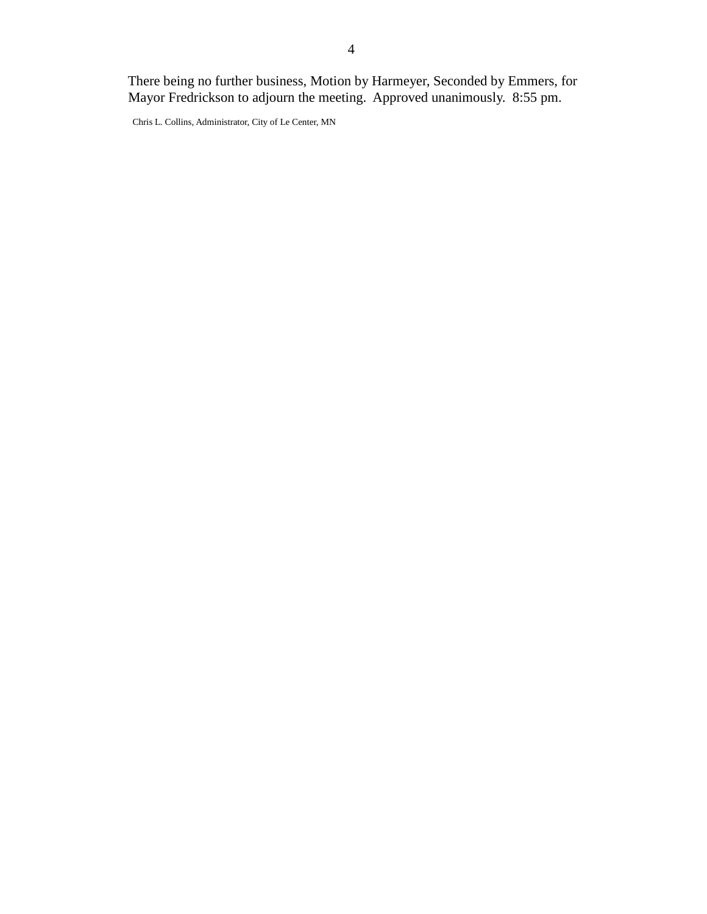There being no further business, Motion by Harmeyer, Seconded by Emmers, for Mayor Fredrickson to adjourn the meeting. Approved unanimously. 8:55 pm.

Chris L. Collins, Administrator, City of Le Center, MN